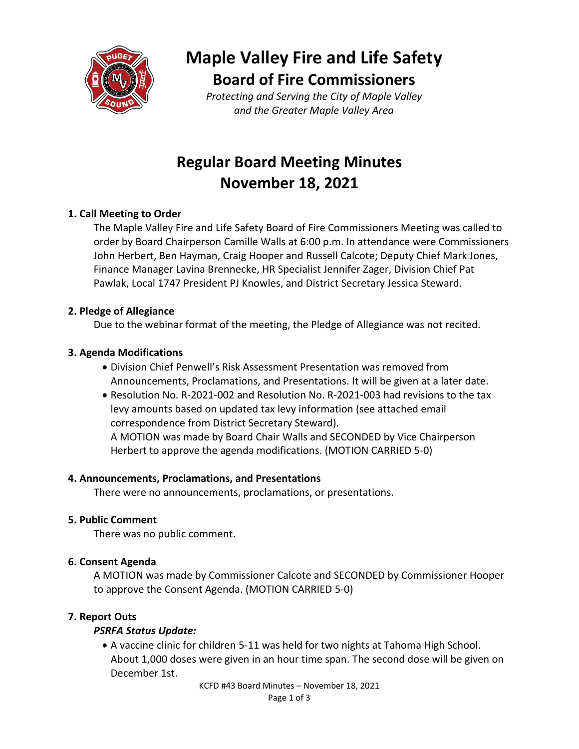# Maple Valley Fire and Life Safety

## Board of Fire Commissioners

*Protecting and Serving the City of Maple Valley and the Greater Maple Valley Area*

# Regular Board Meeting Minutes
# November 18, 2021

### 1. Call Meeting to Order

The Maple Valley Fire and Life Safety Board of Fire Commissioners Meeting was called to order by Board Chairperson Camille Walls at 6:00 p.m. In attendance were Commissioners John Herbert, Ben Hayman, Craig Hooper and Russell Calcote; Deputy Chief Mark Jones, Finance Manager Lavina Brennecke, HR Specialist Jennifer Zager, Division Chief Pat Pawlak, Local 1747 President PJ Knowles, and District Secretary Jessica Steward.

### 2. Pledge of Allegiance

Due to the webinar format of the meeting, the Pledge of Allegiance was not recited.

### 3. Agenda Modifications

- Division Chief Penwell's Risk Assessment Presentation was removed from Announcements, Proclamations, and Presentations. It will be given at a later date.
- Resolution No. R-2021-002 and Resolution No. R-2021-003 had revisions to the tax levy amounts based on updated tax levy information (see attached email correspondence from District Secretary Steward).
  A MOTION was made by Board Chair Walls and SECONDED by Vice Chairperson Herbert to approve the agenda modifications. (MOTION CARRIED 5-0)

### 4. Announcements, Proclamations, and Presentations

There were no announcements, proclamations, or presentations.

### 5. Public Comment

There was no public comment.

### 6. Consent Agenda

A MOTION was made by Commissioner Calcote and SECONDED by Commissioner Hooper to approve the Consent Agenda. (MOTION CARRIED 5-0)

### 7. Report Outs

***PSRFA Status Update:***

- A vaccine clinic for children 5-11 was held for two nights at Tahoma High School. About 1,000 doses were given in an hour time span. The second dose will be given on December 1st.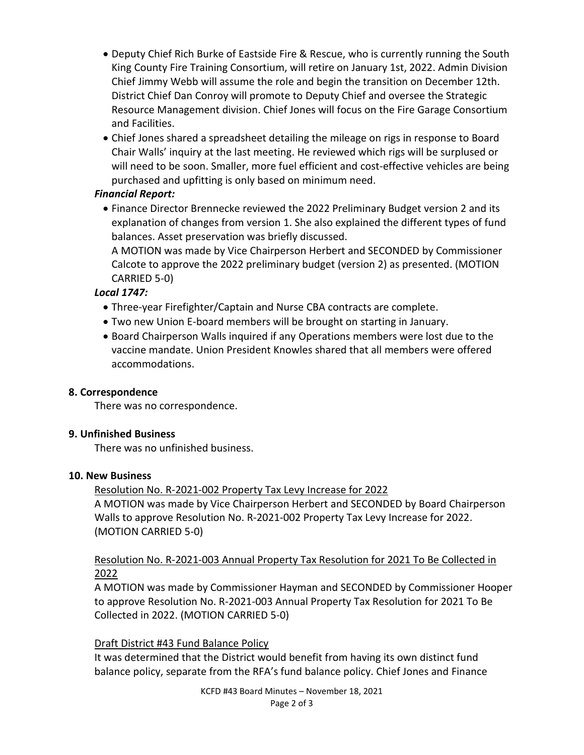- Deputy Chief Rich Burke of Eastside Fire & Rescue, who is currently running the South King County Fire Training Consortium, will retire on January 1st, 2022. Admin Division Chief Jimmy Webb will assume the role and begin the transition on December 12th. District Chief Dan Conroy will promote to Deputy Chief and oversee the Strategic Resource Management division. Chief Jones will focus on the Fire Garage Consortium and Facilities.
- Chief Jones shared a spreadsheet detailing the mileage on rigs in response to Board Chair Walls' inquiry at the last meeting. He reviewed which rigs will be surplused or will need to be soon. Smaller, more fuel efficient and cost-effective vehicles are being purchased and upfitting is only based on minimum need.

***Financial Report:***

- Finance Director Brennecke reviewed the 2022 Preliminary Budget version 2 and its explanation of changes from version 1. She also explained the different types of fund balances. Asset preservation was briefly discussed.
  A MOTION was made by Vice Chairperson Herbert and SECONDED by Commissioner Calcote to approve the 2022 preliminary budget (version 2) as presented. (MOTION CARRIED 5-0)

***Local 1747:***

- Three-year Firefighter/Captain and Nurse CBA contracts are complete.
- Two new Union E-board members will be brought on starting in January.
- Board Chairperson Walls inquired if any Operations members were lost due to the vaccine mandate. Union President Knowles shared that all members were offered accommodations.

**8. Correspondence**

There was no correspondence.

**9. Unfinished Business**

There was no unfinished business.

**10. New Business**

Resolution No. R-2021-002 Property Tax Levy Increase for 2022

A MOTION was made by Vice Chairperson Herbert and SECONDED by Board Chairperson Walls to approve Resolution No. R-2021-002 Property Tax Levy Increase for 2022. (MOTION CARRIED 5-0)

Resolution No. R-2021-003 Annual Property Tax Resolution for 2021 To Be Collected in 2022

A MOTION was made by Commissioner Hayman and SECONDED by Commissioner Hooper to approve Resolution No. R-2021-003 Annual Property Tax Resolution for 2021 To Be Collected in 2022. (MOTION CARRIED 5-0)

Draft District #43 Fund Balance Policy

It was determined that the District would benefit from having its own distinct fund balance policy, separate from the RFA's fund balance policy. Chief Jones and Finance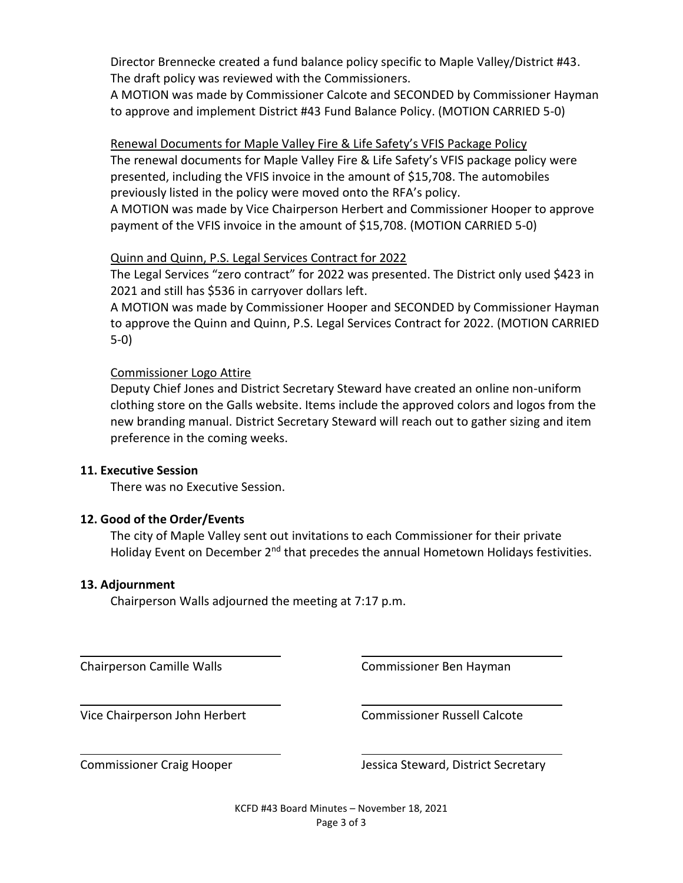Director Brennecke created a fund balance policy specific to Maple Valley/District #43. The draft policy was reviewed with the Commissioners.

A MOTION was made by Commissioner Calcote and SECONDED by Commissioner Hayman to approve and implement District #43 Fund Balance Policy. (MOTION CARRIED 5-0)

Renewal Documents for Maple Valley Fire & Life Safety's VFIS Package Policy

The renewal documents for Maple Valley Fire & Life Safety's VFIS package policy were presented, including the VFIS invoice in the amount of $15,708. The automobiles previously listed in the policy were moved onto the RFA's policy.

A MOTION was made by Vice Chairperson Herbert and Commissioner Hooper to approve payment of the VFIS invoice in the amount of $15,708. (MOTION CARRIED 5-0)

Quinn and Quinn, P.S. Legal Services Contract for 2022

The Legal Services "zero contract" for 2022 was presented. The District only used $423 in 2021 and still has $536 in carryover dollars left.

A MOTION was made by Commissioner Hooper and SECONDED by Commissioner Hayman to approve the Quinn and Quinn, P.S. Legal Services Contract for 2022. (MOTION CARRIED 5-0)

Commissioner Logo Attire

Deputy Chief Jones and District Secretary Steward have created an online non-uniform clothing store on the Galls website. Items include the approved colors and logos from the new branding manual. District Secretary Steward will reach out to gather sizing and item preference in the coming weeks.

**11. Executive Session**

There was no Executive Session.

**12. Good of the Order/Events**

The city of Maple Valley sent out invitations to each Commissioner for their private Holiday Event on December 2nd that precedes the annual Hometown Holidays festivities.

**13. Adjournment**

Chairperson Walls adjourned the meeting at 7:17 p.m.

| | |
|---|---|
| Chairperson Camille Walls | Commissioner Ben Hayman |
| Vice Chairperson John Herbert | Commissioner Russell Calcote |
| Commissioner Craig Hooper | Jessica Steward, District Secretary |

KCFD #43 Board Minutes – November 18, 2021